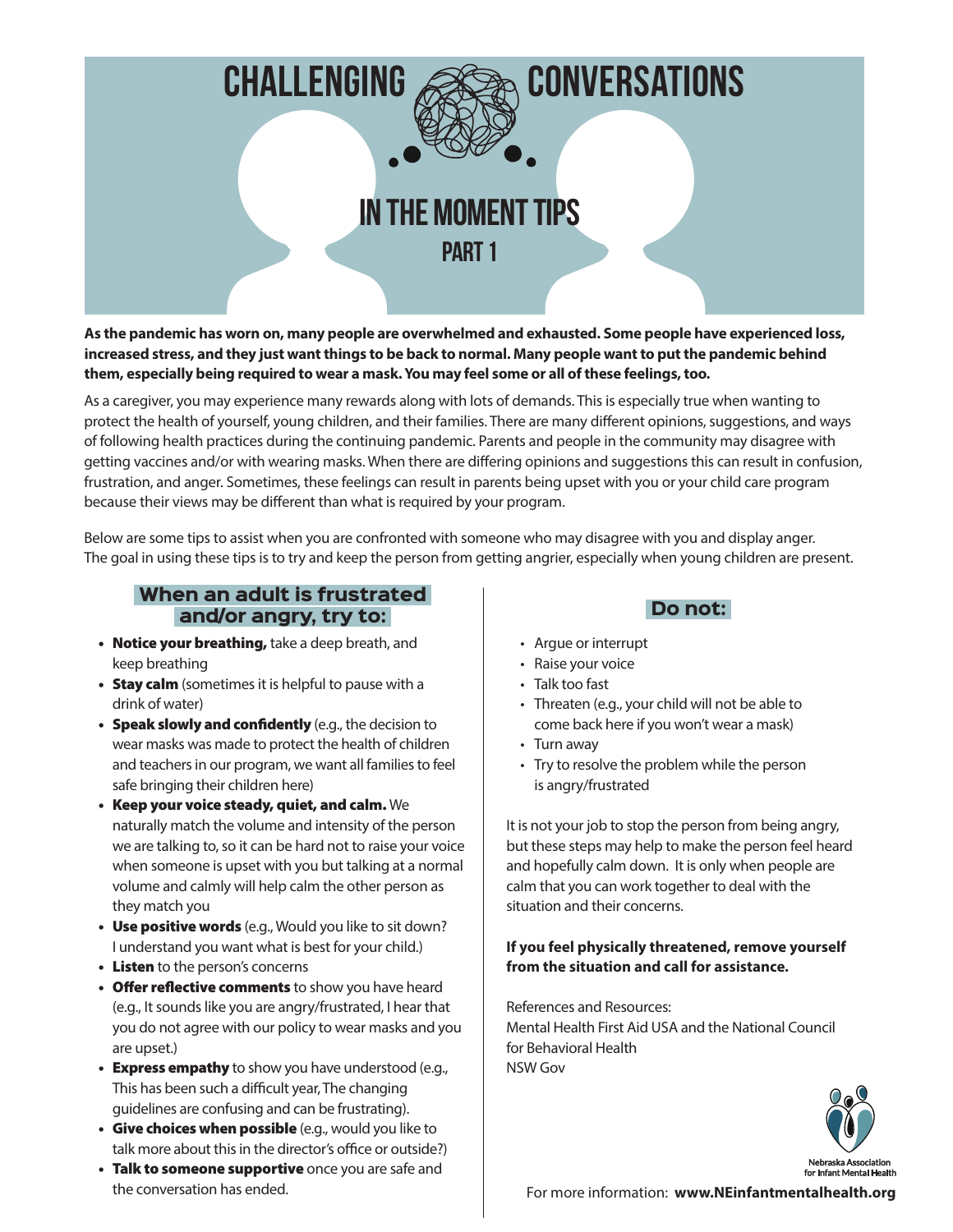# CHALLENGING CONVERSATIONS

## IN THE MOMENT TIPS

### PART 1

**As the pandemic has worn on, many people are overwhelmed and exhausted. Some people have experienced loss, increased stress, and they just want things to be back to normal. Many people want to put the pandemic behind them, especially being required to wear a mask. You may feel some or all of these feelings, too.**

As a caregiver, you may experience many rewards along with lots of demands. This is especially true when wanting to protect the health of yourself, young children, and their families. There are many different opinions, suggestions, and ways of following health practices during the continuing pandemic. Parents and people in the community may disagree with getting vaccines and/or with wearing masks. When there are differing opinions and suggestions this can result in confusion, frustration, and anger. Sometimes, these feelings can result in parents being upset with you or your child care program because their views may be different than what is required by your program.

Below are some tips to assist when you are confronted with someone who may disagree with you and display anger. The goal in using these tips is to try and keep the person from getting angrier, especially when young children are present.

### When an adult is frustrated and/or angry, try to:

- **Notice your breathing,** take a deep breath, and keep breathing
- **Stay calm** (sometimes it is helpful to pause with a drink of water)
- **Speak slowly and confidently** (e.g., the decision to wear masks was made to protect the health of children and teachers in our program, we want all families to feel safe bringing their children here)
- **Keep your voice steady, quiet, and calm.** We naturally match the volume and intensity of the person we are talking to, so it can be hard not to raise your voice when someone is upset with you but talking at a normal volume and calmly will help calm the other person as they match you
- **Use positive words** (e.g., Would you like to sit down? I understand you want what is best for your child.)
- **Listen** to the person's concerns
- **Offer reflective comments** to show you have heard (e.g., It sounds like you are angry/frustrated, I hear that you do not agree with our policy to wear masks and you are upset.)
- **Express empathy** to show you have understood (e.g., This has been such a difficult year, The changing guidelines are confusing and can be frustrating).
- **Give choices when possible** (e.g., would you like to talk more about this in the director's office or outside?)
- **Talk to someone supportive** once you are safe and the conversation has ended.

### Do not:

- Argue or interrupt
- Raise your voice
- Talk too fast
- Threaten (e.g., your child will not be able to come back here if you won't wear a mask)
- Turn away
- Try to resolve the problem while the person is angry/frustrated

It is not your job to stop the person from being angry, but these steps may help to make the person feel heard and hopefully calm down. It is only when people are calm that you can work together to deal with the situation and their concerns.

**If you feel physically threatened, remove yourself from the situation and call for assistance.**

References and Resources:
Mental Health First Aid USA and the National Council for Behavioral Health
NSW Gov

Nebraska Association for Infant Mental Health

For more information: **www.NEinfantmentalhealth.org**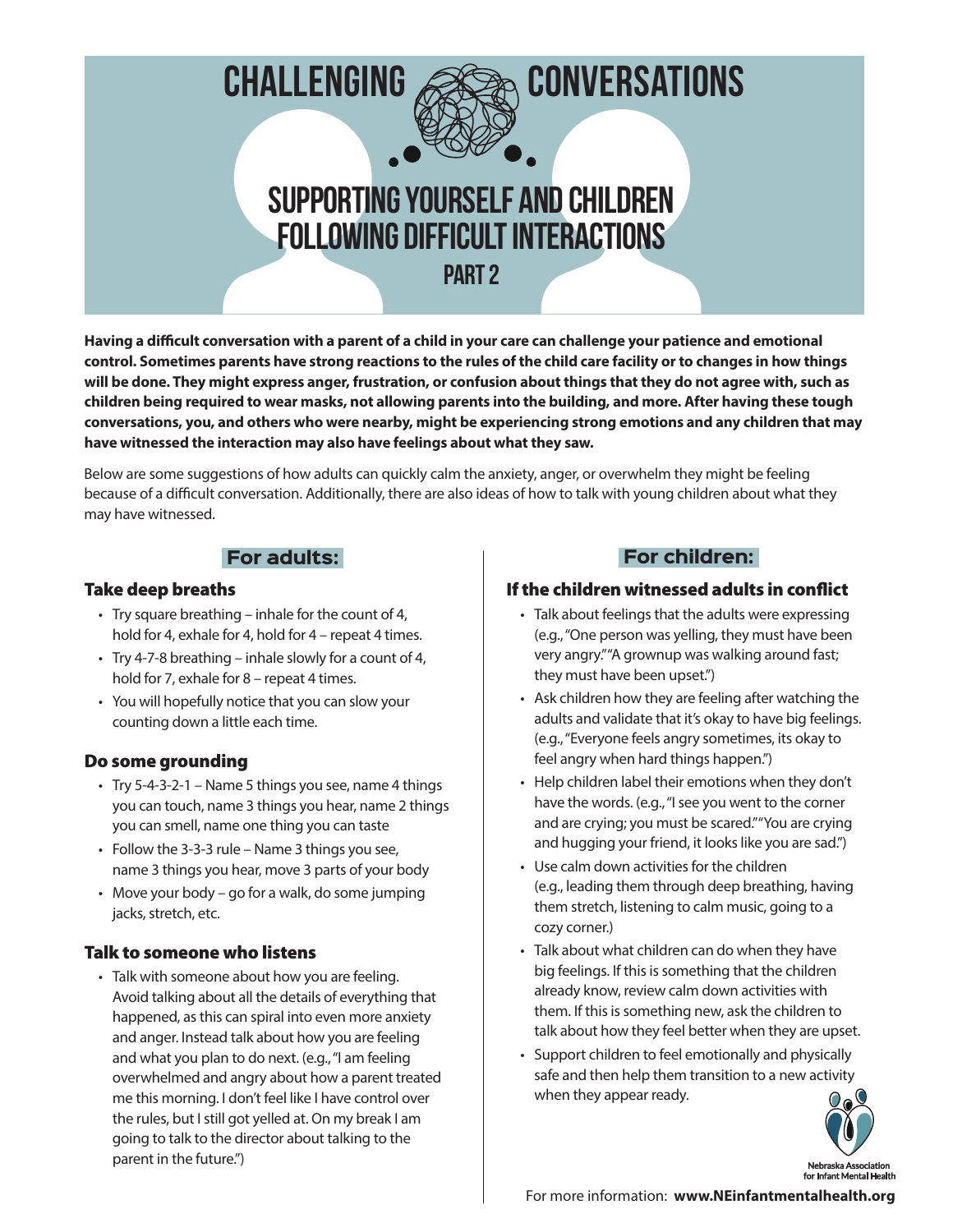# CHALLENGING CONVERSATIONS

## SUPPORTING YOURSELF AND CHILDREN FOLLOWING DIFFICULT INTERACTIONS

### PART 2

**Having a difficult conversation with a parent of a child in your care can challenge your patience and emotional control. Sometimes parents have strong reactions to the rules of the child care facility or to changes in how things will be done. They might express anger, frustration, or confusion about things that they do not agree with, such as children being required to wear masks, not allowing parents into the building, and more. After having these tough conversations, you, and others who were nearby, might be experiencing strong emotions and any children that may have witnessed the interaction may also have feelings about what they saw.**

Below are some suggestions of how adults can quickly calm the anxiety, anger, or overwhelm they might be feeling because of a difficult conversation. Additionally, there are also ideas of how to talk with young children about what they may have witnessed.

## For adults:

### Take deep breaths

- Try square breathing – inhale for the count of 4, hold for 4, exhale for 4, hold for 4 – repeat 4 times.
- Try 4-7-8 breathing – inhale slowly for a count of 4, hold for 7, exhale for 8 – repeat 4 times.
- You will hopefully notice that you can slow your counting down a little each time.

### Do some grounding

- Try 5-4-3-2-1 – Name 5 things you see, name 4 things you can touch, name 3 things you hear, name 2 things you can smell, name one thing you can taste
- Follow the 3-3-3 rule – Name 3 things you see, name 3 things you hear, move 3 parts of your body
- Move your body – go for a walk, do some jumping jacks, stretch, etc.

### Talk to someone who listens

- Talk with someone about how you are feeling. Avoid talking about all the details of everything that happened, as this can spiral into even more anxiety and anger. Instead talk about how you are feeling and what you plan to do next. (e.g., "I am feeling overwhelmed and angry about how a parent treated me this morning. I don't feel like I have control over the rules, but I still got yelled at. On my break I am going to talk to the director about talking to the parent in the future.")

## For children:

### If the children witnessed adults in conflict

- Talk about feelings that the adults were expressing (e.g., "One person was yelling, they must have been very angry." "A grownup was walking around fast; they must have been upset.")
- Ask children how they are feeling after watching the adults and validate that it's okay to have big feelings. (e.g., "Everyone feels angry sometimes, its okay to feel angry when hard things happen.")
- Help children label their emotions when they don't have the words. (e.g., "I see you went to the corner and are crying; you must be scared." "You are crying and hugging your friend, it looks like you are sad.")
- Use calm down activities for the children (e.g., leading them through deep breathing, having them stretch, listening to calm music, going to a cozy corner.)
- Talk about what children can do when they have big feelings. If this is something that the children already know, review calm down activities with them. If this is something new, ask the children to talk about how they feel better when they are upset.
- Support children to feel emotionally and physically safe and then help them transition to a new activity when they appear ready.

Nebraska Association for Infant Mental Health

For more information: **www.NEinfantmentalhealth.org**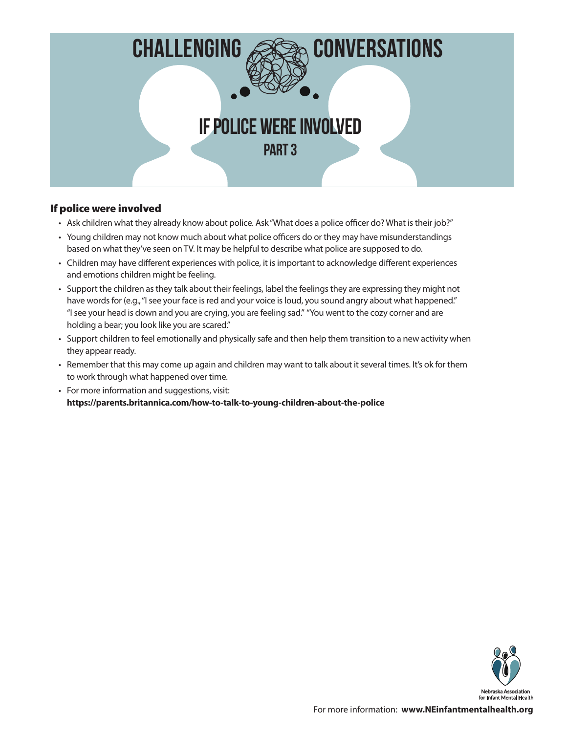# CHALLENGING CONVERSATIONS

## IF POLICE WERE INVOLVED

### PART 3

**If police were involved**

- Ask children what they already know about police. Ask "What does a police officer do? What is their job?"
- Young children may not know much about what police officers do or they may have misunderstandings based on what they've seen on TV. It may be helpful to describe what police are supposed to do.
- Children may have different experiences with police, it is important to acknowledge different experiences and emotions children might be feeling.
- Support the children as they talk about their feelings, label the feelings they are expressing they might not have words for (e.g., "I see your face is red and your voice is loud, you sound angry about what happened." "I see your head is down and you are crying, you are feeling sad." "You went to the cozy corner and are holding a bear; you look like you are scared."
- Support children to feel emotionally and physically safe and then help them transition to a new activity when they appear ready.
- Remember that this may come up again and children may want to talk about it several times. It's ok for them to work through what happened over time.
- For more information and suggestions, visit: **https://parents.britannica.com/how-to-talk-to-young-children-about-the-police**

Nebraska Association for Infant Mental Health

For more information: **www.NEinfantmentalhealth.org**